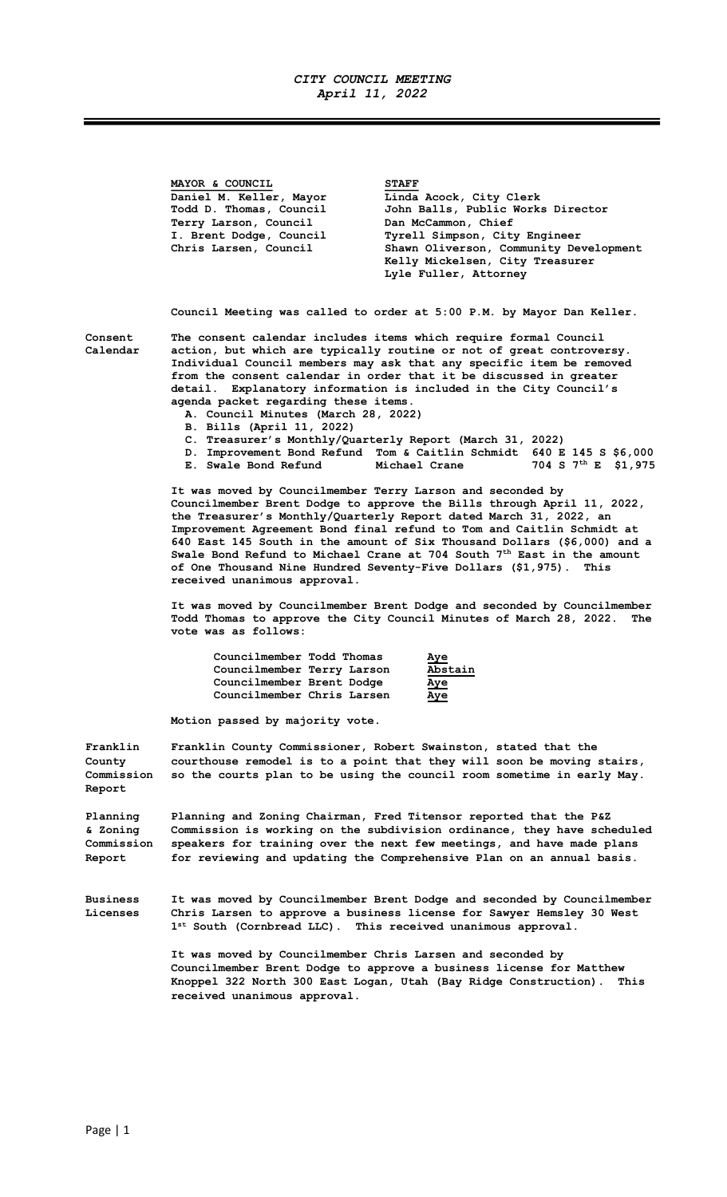*CITY COUNCIL MEETING*
*April 11, 2022*

---

| MAYOR & COUNCIL | STAFF |
|---|---|
| Daniel M. Keller, Mayor | Linda Acock, City Clerk |
| Todd D. Thomas, Council | John Balls, Public Works Director |
| Terry Larson, Council | Dan McCammon, Chief |
| I. Brent Dodge, Council | Tyrell Simpson, City Engineer |
| Chris Larsen, Council | Shawn Oliverson, Community Development |
| | Kelly Mickelsen, City Treasurer |
| | Lyle Fuller, Attorney |

**Council Meeting was called to order at 5:00 P.M. by Mayor Dan Keller.**

**Consent Calendar**

**The consent calendar includes items which require formal Council action, but which are typically routine or not of great controversy. Individual Council members may ask that any specific item be removed from the consent calendar in order that it be discussed in greater detail. Explanatory information is included in the City Council's agenda packet regarding these items.**

**A. Council Minutes (March 28, 2022)**
**B. Bills (April 11, 2022)**
**C. Treasurer's Monthly/Quarterly Report (March 31, 2022)**
**D. Improvement Bond Refund Tom & Caitlin Schmidt 640 E 145 S $6,000**
**E. Swale Bond Refund Michael Crane 704 S 7th E $1,975**

**It was moved by Councilmember Terry Larson and seconded by Councilmember Brent Dodge to approve the Bills through April 11, 2022, the Treasurer's Monthly/Quarterly Report dated March 31, 2022, an Improvement Agreement Bond final refund to Tom and Caitlin Schmidt at 640 East 145 South in the amount of Six Thousand Dollars ($6,000) and a Swale Bond Refund to Michael Crane at 704 South 7th East in the amount of One Thousand Nine Hundred Seventy-Five Dollars ($1,975). This received unanimous approval.**

**It was moved by Councilmember Brent Dodge and seconded by Councilmember Todd Thomas to approve the City Council Minutes of March 28, 2022. The vote was as follows:**

| | |
|---|---|
| Councilmember Todd Thomas | Aye |
| Councilmember Terry Larson | Abstain |
| Councilmember Brent Dodge | Aye |
| Councilmember Chris Larsen | Aye |

**Motion passed by majority vote.**

**Franklin County Commission Report**

**Franklin County Commissioner, Robert Swainston, stated that the courthouse remodel is to a point that they will soon be moving stairs, so the courts plan to be using the council room sometime in early May.**

**Planning & Zoning Commission Report**

**Planning and Zoning Chairman, Fred Titensor reported that the P&Z Commission is working on the subdivision ordinance, they have scheduled speakers for training over the next few meetings, and have made plans for reviewing and updating the Comprehensive Plan on an annual basis.**

**Business Licenses**

**It was moved by Councilmember Brent Dodge and seconded by Councilmember Chris Larsen to approve a business license for Sawyer Hemsley 30 West 1st South (Cornbread LLC). This received unanimous approval.**

**It was moved by Councilmember Chris Larsen and seconded by Councilmember Brent Dodge to approve a business license for Matthew Knoppel 322 North 300 East Logan, Utah (Bay Ridge Construction). This received unanimous approval.**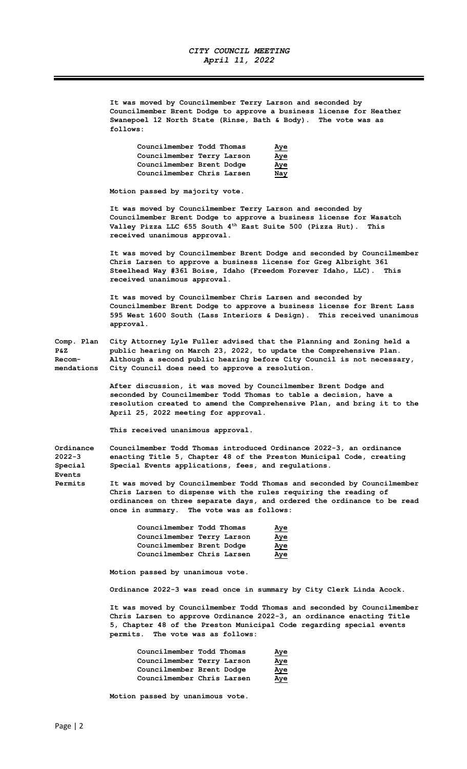It was moved by Councilmember Terry Larson and seconded by Councilmember Brent Dodge to approve a business license for Heather Swanepoel 12 North State (Rinse, Bath & Body). The vote was as follows:

| | |
|---|---|
| Councilmember Todd Thomas | Aye |
| Councilmember Terry Larson | Aye |
| Councilmember Brent Dodge | Aye |
| Councilmember Chris Larsen | Nay |

Motion passed by majority vote.

It was moved by Councilmember Terry Larson and seconded by Councilmember Brent Dodge to approve a business license for Wasatch Valley Pizza LLC 655 South 4th East Suite 500 (Pizza Hut). This received unanimous approval.

It was moved by Councilmember Brent Dodge and seconded by Councilmember Chris Larsen to approve a business license for Greg Albright 361 Steelhead Way #361 Boise, Idaho (Freedom Forever Idaho, LLC). This received unanimous approval.

It was moved by Councilmember Chris Larsen and seconded by Councilmember Brent Dodge to approve a business license for Brent Lass 595 West 1600 South (Lass Interiors & Design). This received unanimous approval.

**Comp. Plan P&Z Recommendations**

City Attorney Lyle Fuller advised that the Planning and Zoning held a public hearing on March 23, 2022, to update the Comprehensive Plan. Although a second public hearing before City Council is not necessary, City Council does need to approve a resolution.

After discussion, it was moved by Councilmember Brent Dodge and seconded by Councilmember Todd Thomas to table a decision, have a resolution created to amend the Comprehensive Plan, and bring it to the April 25, 2022 meeting for approval.

This received unanimous approval.

**Ordinance 2022-3 Special Events Permits**

Councilmember Todd Thomas introduced Ordinance 2022-3, an ordinance enacting Title 5, Chapter 48 of the Preston Municipal Code, creating Special Events applications, fees, and regulations.

It was moved by Councilmember Todd Thomas and seconded by Councilmember Chris Larsen to dispense with the rules requiring the reading of ordinances on three separate days, and ordered the ordinance to be read once in summary. The vote was as follows:

| | |
|---|---|
| Councilmember Todd Thomas | Aye |
| Councilmember Terry Larson | Aye |
| Councilmember Brent Dodge | Aye |
| Councilmember Chris Larsen | Aye |

Motion passed by unanimous vote.

Ordinance 2022-3 was read once in summary by City Clerk Linda Acock.

It was moved by Councilmember Todd Thomas and seconded by Councilmember Chris Larsen to approve Ordinance 2022-3, an ordinance enacting Title 5, Chapter 48 of the Preston Municipal Code regarding special events permits. The vote was as follows:

| | |
|---|---|
| Councilmember Todd Thomas | Aye |
| Councilmember Terry Larson | Aye |
| Councilmember Brent Dodge | Aye |
| Councilmember Chris Larsen | Aye |

Motion passed by unanimous vote.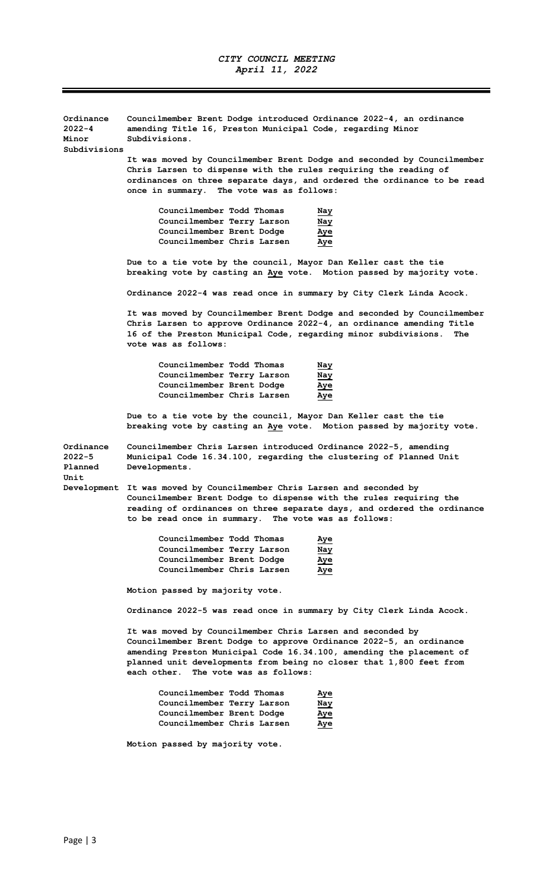**Ordinance 2022-4 Minor Subdivisions**

**Councilmember Brent Dodge introduced Ordinance 2022-4, an ordinance amending Title 16, Preston Municipal Code, regarding Minor Subdivisions.**

**It was moved by Councilmember Brent Dodge and seconded by Councilmember Chris Larsen to dispense with the rules requiring the reading of ordinances on three separate days, and ordered the ordinance to be read once in summary. The vote was as follows:**

| | |
|---|---|
| **Councilmember Todd Thomas** | **Nay** |
| **Councilmember Terry Larson** | **Nay** |
| **Councilmember Brent Dodge** | **Aye** |
| **Councilmember Chris Larsen** | **Aye** |

**Due to a tie vote by the council, Mayor Dan Keller cast the tie breaking vote by casting an Aye vote. Motion passed by majority vote.**

**Ordinance 2022-4 was read once in summary by City Clerk Linda Acock.**

**It was moved by Councilmember Brent Dodge and seconded by Councilmember Chris Larsen to approve Ordinance 2022-4, an ordinance amending Title 16 of the Preston Municipal Code, regarding minor subdivisions. The vote was as follows:**

| | |
|---|---|
| **Councilmember Todd Thomas** | **Nay** |
| **Councilmember Terry Larson** | **Nay** |
| **Councilmember Brent Dodge** | **Aye** |
| **Councilmember Chris Larsen** | **Aye** |

**Due to a tie vote by the council, Mayor Dan Keller cast the tie breaking vote by casting an Aye vote. Motion passed by majority vote.**

**Ordinance 2022-5 Planned Unit Development**

**Councilmember Chris Larsen introduced Ordinance 2022-5, amending Municipal Code 16.34.100, regarding the clustering of Planned Unit Developments.**

**It was moved by Councilmember Chris Larsen and seconded by Councilmember Brent Dodge to dispense with the rules requiring the reading of ordinances on three separate days, and ordered the ordinance to be read once in summary. The vote was as follows:**

| | |
|---|---|
| **Councilmember Todd Thomas** | **Aye** |
| **Councilmember Terry Larson** | **Nay** |
| **Councilmember Brent Dodge** | **Aye** |
| **Councilmember Chris Larsen** | **Aye** |

**Motion passed by majority vote.**

**Ordinance 2022-5 was read once in summary by City Clerk Linda Acock.**

**It was moved by Councilmember Chris Larsen and seconded by Councilmember Brent Dodge to approve Ordinance 2022-5, an ordinance amending Preston Municipal Code 16.34.100, amending the placement of planned unit developments from being no closer that 1,800 feet from each other. The vote was as follows:**

| | |
|---|---|
| **Councilmember Todd Thomas** | **Aye** |
| **Councilmember Terry Larson** | **Nay** |
| **Councilmember Brent Dodge** | **Aye** |
| **Councilmember Chris Larsen** | **Aye** |

**Motion passed by majority vote.**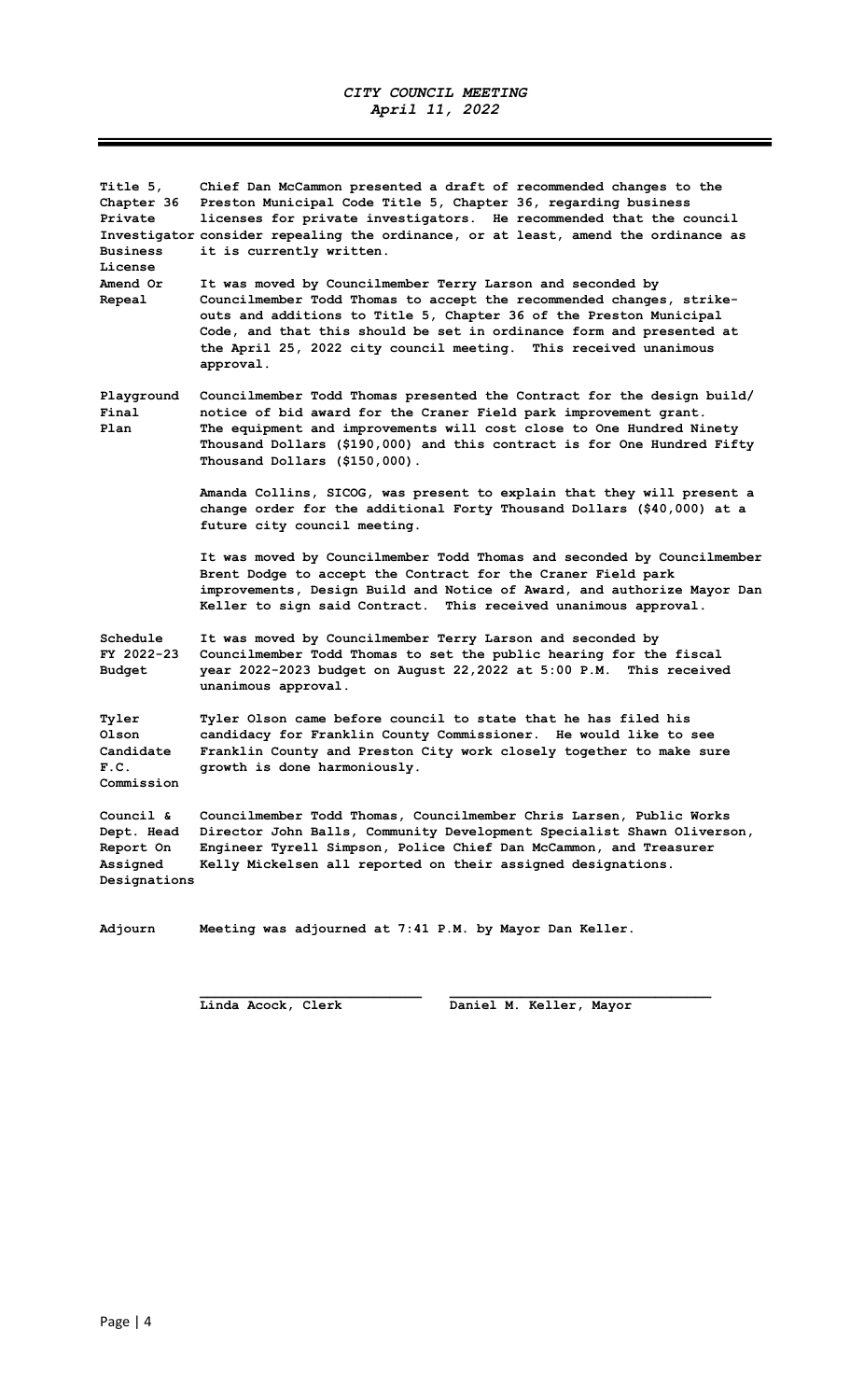*CITY COUNCIL MEETING*
*April 11, 2022*

---

**Title 5, Chapter 36 Private Investigator Business License Amend Or Repeal**

Chief Dan McCammon presented a draft of recommended changes to the Preston Municipal Code Title 5, Chapter 36, regarding business licenses for private investigators. He recommended that the council consider repealing the ordinance, or at least, amend the ordinance as it is currently written.

It was moved by Councilmember Terry Larson and seconded by Councilmember Todd Thomas to accept the recommended changes, strike-outs and additions to Title 5, Chapter 36 of the Preston Municipal Code, and that this should be set in ordinance form and presented at the April 25, 2022 city council meeting. This received unanimous approval.

**Playground Final Plan**

Councilmember Todd Thomas presented the Contract for the design build/ notice of bid award for the Craner Field park improvement grant. The equipment and improvements will cost close to One Hundred Ninety Thousand Dollars ($190,000) and this contract is for One Hundred Fifty Thousand Dollars ($150,000).

Amanda Collins, SICOG, was present to explain that they will present a change order for the additional Forty Thousand Dollars ($40,000) at a future city council meeting.

It was moved by Councilmember Todd Thomas and seconded by Councilmember Brent Dodge to accept the Contract for the Craner Field park improvements, Design Build and Notice of Award, and authorize Mayor Dan Keller to sign said Contract. This received unanimous approval.

**Schedule FY 2022-23 Budget**

It was moved by Councilmember Terry Larson and seconded by Councilmember Todd Thomas to set the public hearing for the fiscal year 2022-2023 budget on August 22,2022 at 5:00 P.M. This received unanimous approval.

**Tyler Olson Candidate F.C. Commission**

Tyler Olson came before council to state that he has filed his candidacy for Franklin County Commissioner. He would like to see Franklin County and Preston City work closely together to make sure growth is done harmoniously.

**Council & Dept. Head Report On Assigned Designations**

Councilmember Todd Thomas, Councilmember Chris Larsen, Public Works Director John Balls, Community Development Specialist Shawn Oliverson, Engineer Tyrell Simpson, Police Chief Dan McCammon, and Treasurer Kelly Mickelsen all reported on their assigned designations.

**Adjourn**

Meeting was adjourned at 7:41 P.M. by Mayor Dan Keller.

\_\_\_\_\_\_\_\_\_\_\_\_\_\_\_\_\_\_\_\_\_\_\_\_\_\_
Linda Acock, Clerk

\_\_\_\_\_\_\_\_\_\_\_\_\_\_\_\_\_\_\_\_\_\_\_\_\_\_
Daniel M. Keller, Mayor